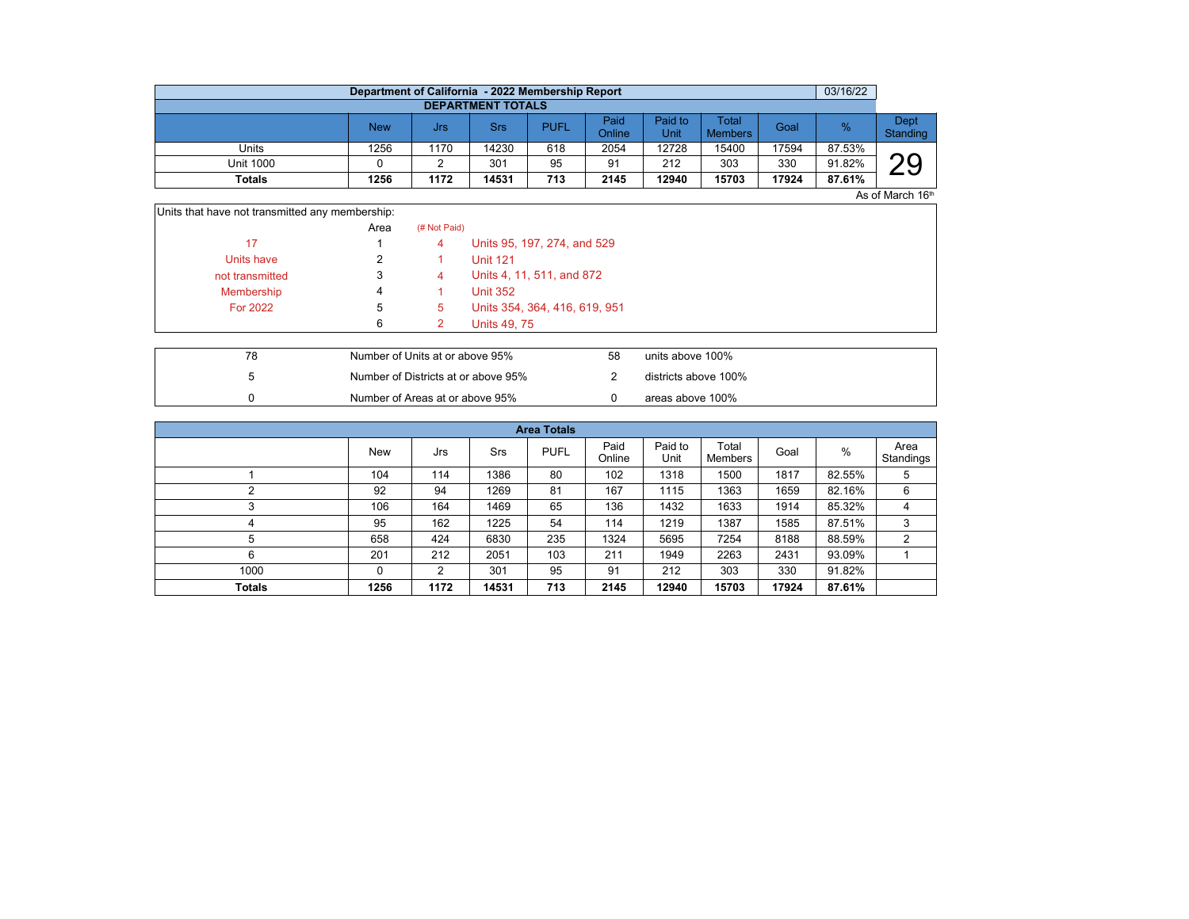| Department of California - 2022 Membership Report | | | | | | | | | | 03/16/22 |
|---|---|---|---|---|---|---|---|---|---|---|
| **DEPARTMENT TOTALS** | | | | | | | | | | |
| | New | Jrs | Srs | PUFL | Paid Online | Paid to Unit | Total Members | Goal | % | Dept Standing |
| Units | 1256 | 1170 | 14230 | 618 | 2054 | 12728 | 15400 | 17594 | 87.53% | 29 |
| Unit 1000 | 0 | 2 | 301 | 95 | 91 | 212 | 303 | 330 | 91.82% | |
| **Totals** | **1256** | **1172** | **14531** | **713** | **2145** | **12940** | **15703** | **17924** | **87.61%** | |

As of March 16th

Units that have not transmitted any membership:

| | Area | (# Not Paid) | |
|---|---|---|---|
| 17 | 1 | 4 | Units 95, 197, 274, and 529 |
| Units have | 2 | 1 | Unit 121 |
| not transmitted | 3 | 4 | Units 4, 11, 511, and 872 |
| Membership | 4 | 1 | Unit 352 |
| For 2022 | 5 | 5 | Units 354, 364, 416, 619, 951 |
| | 6 | 2 | Units 49, 75 |

| | | | |
|---|---|---|---|
| 78 | Number of Units at or above 95% | 58 | units above 100% |
| 5 | Number of Districts at or above 95% | 2 | districts above 100% |
| 0 | Number of Areas at or above 95% | 0 | areas above 100% |

| **Area Totals** | | | | | | | | | | |
|---|---|---|---|---|---|---|---|---|---|---|
| | New | Jrs | Srs | PUFL | Paid Online | Paid to Unit | Total Members | Goal | % | Area Standings |
| 1 | 104 | 114 | 1386 | 80 | 102 | 1318 | 1500 | 1817 | 82.55% | 5 |
| 2 | 92 | 94 | 1269 | 81 | 167 | 1115 | 1363 | 1659 | 82.16% | 6 |
| 3 | 106 | 164 | 1469 | 65 | 136 | 1432 | 1633 | 1914 | 85.32% | 4 |
| 4 | 95 | 162 | 1225 | 54 | 114 | 1219 | 1387 | 1585 | 87.51% | 3 |
| 5 | 658 | 424 | 6830 | 235 | 1324 | 5695 | 7254 | 8188 | 88.59% | 2 |
| 6 | 201 | 212 | 2051 | 103 | 211 | 1949 | 2263 | 2431 | 93.09% | 1 |
| 1000 | 0 | 2 | 301 | 95 | 91 | 212 | 303 | 330 | 91.82% | |
| **Totals** | **1256** | **1172** | **14531** | **713** | **2145** | **12940** | **15703** | **17924** | **87.61%** | |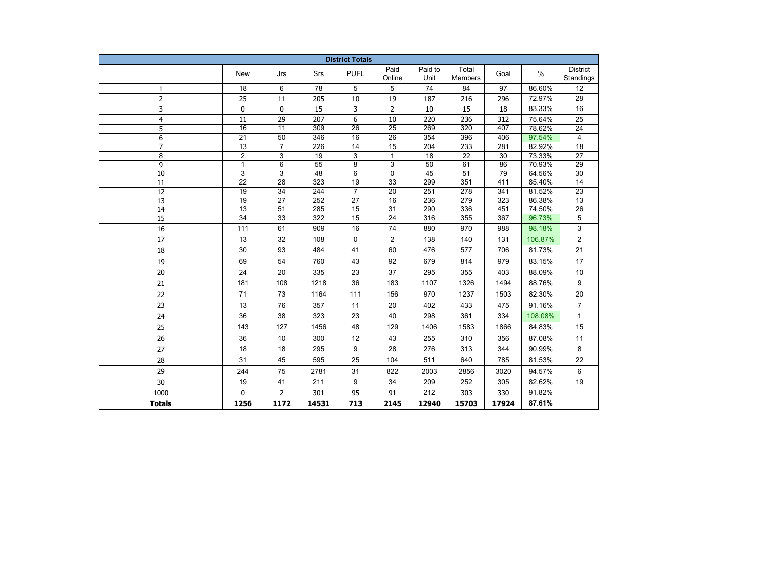| District Totals | | | | | | | | | | |
|---|---|---|---|---|---|---|---|---|---|---|
| | New | Jrs | Srs | PUFL | Paid Online | Paid to Unit | Total Members | Goal | % | District Standings |
| 1 | 18 | 6 | 78 | 5 | 5 | 74 | 84 | 97 | 86.60% | 12 |
| 2 | 25 | 11 | 205 | 10 | 19 | 187 | 216 | 296 | 72.97% | 28 |
| 3 | 0 | 0 | 15 | 3 | 2 | 10 | 15 | 18 | 83.33% | 16 |
| 4 | 11 | 29 | 207 | 6 | 10 | 220 | 236 | 312 | 75.64% | 25 |
| 5 | 16 | 11 | 309 | 26 | 25 | 269 | 320 | 407 | 78.62% | 24 |
| 6 | 21 | 50 | 346 | 16 | 26 | 354 | 396 | 406 | 97.54% | 4 |
| 7 | 13 | 7 | 226 | 14 | 15 | 204 | 233 | 281 | 82.92% | 18 |
| 8 | 2 | 3 | 19 | 3 | 1 | 18 | 22 | 30 | 73.33% | 27 |
| 9 | 1 | 6 | 55 | 8 | 3 | 50 | 61 | 86 | 70.93% | 29 |
| 10 | 3 | 3 | 48 | 6 | 0 | 45 | 51 | 79 | 64.56% | 30 |
| 11 | 22 | 28 | 323 | 19 | 33 | 299 | 351 | 411 | 85.40% | 14 |
| 12 | 19 | 34 | 244 | 7 | 20 | 251 | 278 | 341 | 81.52% | 23 |
| 13 | 19 | 27 | 252 | 27 | 16 | 236 | 279 | 323 | 86.38% | 13 |
| 14 | 13 | 51 | 285 | 15 | 31 | 290 | 336 | 451 | 74.50% | 26 |
| 15 | 34 | 33 | 322 | 15 | 24 | 316 | 355 | 367 | 96.73% | 5 |
| 16 | 111 | 61 | 909 | 16 | 74 | 880 | 970 | 988 | 98.18% | 3 |
| 17 | 13 | 32 | 108 | 0 | 2 | 138 | 140 | 131 | 106.87% | 2 |
| 18 | 30 | 93 | 484 | 41 | 60 | 476 | 577 | 706 | 81.73% | 21 |
| 19 | 69 | 54 | 760 | 43 | 92 | 679 | 814 | 979 | 83.15% | 17 |
| 20 | 24 | 20 | 335 | 23 | 37 | 295 | 355 | 403 | 88.09% | 10 |
| 21 | 181 | 108 | 1218 | 36 | 183 | 1107 | 1326 | 1494 | 88.76% | 9 |
| 22 | 71 | 73 | 1164 | 111 | 156 | 970 | 1237 | 1503 | 82.30% | 20 |
| 23 | 13 | 76 | 357 | 11 | 20 | 402 | 433 | 475 | 91.16% | 7 |
| 24 | 36 | 38 | 323 | 23 | 40 | 298 | 361 | 334 | 108.08% | 1 |
| 25 | 143 | 127 | 1456 | 48 | 129 | 1406 | 1583 | 1866 | 84.83% | 15 |
| 26 | 36 | 10 | 300 | 12 | 43 | 255 | 310 | 356 | 87.08% | 11 |
| 27 | 18 | 18 | 295 | 9 | 28 | 276 | 313 | 344 | 90.99% | 8 |
| 28 | 31 | 45 | 595 | 25 | 104 | 511 | 640 | 785 | 81.53% | 22 |
| 29 | 244 | 75 | 2781 | 31 | 822 | 2003 | 2856 | 3020 | 94.57% | 6 |
| 30 | 19 | 41 | 211 | 9 | 34 | 209 | 252 | 305 | 82.62% | 19 |
| 1000 | 0 | 2 | 301 | 95 | 91 | 212 | 303 | 330 | 91.82% | |
| **Totals** | **1256** | **1172** | **14531** | **713** | **2145** | **12940** | **15703** | **17924** | **87.61%** | |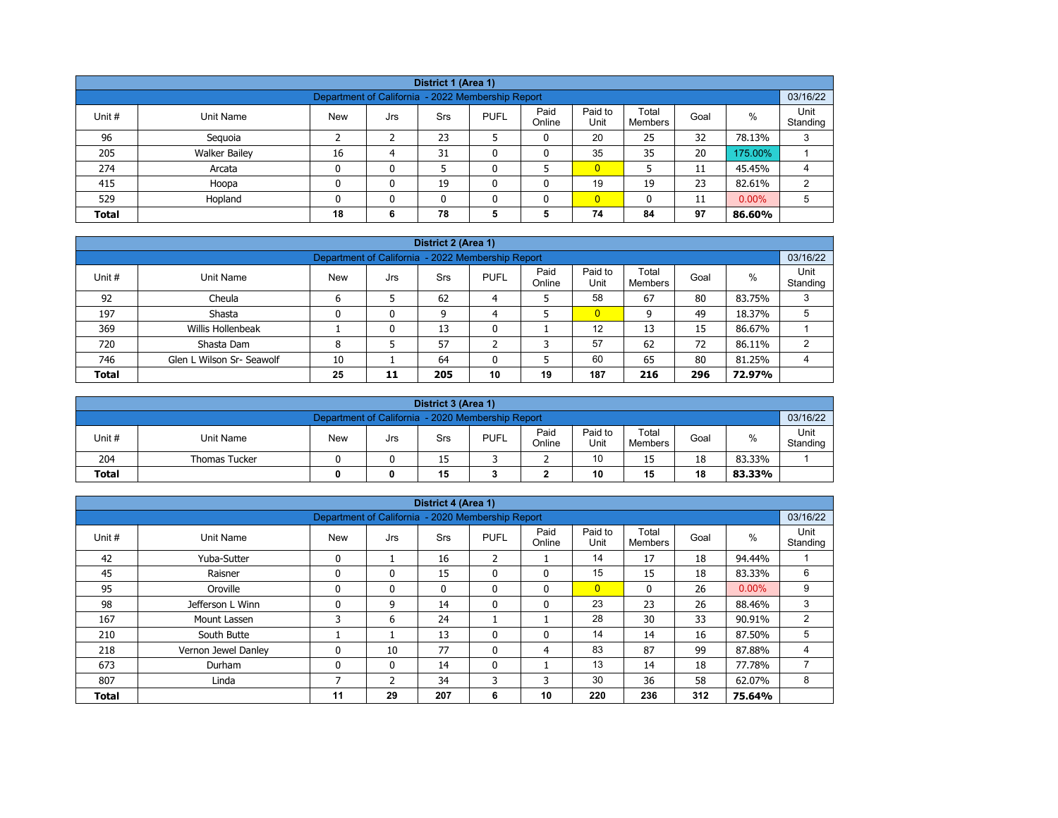| District 1 (Area 1) | | | | | | | | | | | |
|---|---|---|---|---|---|---|---|---|---|---|---|
| Department of California - 2022 Membership Report | | | | | | | | | | | 03/16/22 |
| Unit # | Unit Name | New | Jrs | Srs | PUFL | Paid Online | Paid to Unit | Total Members | Goal | % | Unit Standing |
| 96 | Sequoia | 2 | 2 | 23 | 5 | 0 | 20 | 25 | 32 | 78.13% | 3 |
| 205 | Walker Bailey | 16 | 4 | 31 | 0 | 0 | 35 | 35 | 20 | 175.00% | 1 |
| 274 | Arcata | 0 | 0 | 5 | 0 | 5 | 0 | 5 | 11 | 45.45% | 4 |
| 415 | Hoopa | 0 | 0 | 19 | 0 | 0 | 19 | 19 | 23 | 82.61% | 2 |
| 529 | Hopland | 0 | 0 | 0 | 0 | 0 | 0 | 0 | 11 | 0.00% | 5 |
| **Total** | | **18** | **6** | **78** | **5** | **5** | **74** | **84** | **97** | **86.60%** | |

| District 2 (Area 1) | | | | | | | | | | | |
|---|---|---|---|---|---|---|---|---|---|---|---|
| Department of California - 2022 Membership Report | | | | | | | | | | | 03/16/22 |
| Unit # | Unit Name | New | Jrs | Srs | PUFL | Paid Online | Paid to Unit | Total Members | Goal | % | Unit Standing |
| 92 | Cheula | 6 | 5 | 62 | 4 | 5 | 58 | 67 | 80 | 83.75% | 3 |
| 197 | Shasta | 0 | 0 | 9 | 4 | 5 | 0 | 9 | 49 | 18.37% | 5 |
| 369 | Willis Hollenbeak | 1 | 0 | 13 | 0 | 1 | 12 | 13 | 15 | 86.67% | 1 |
| 720 | Shasta Dam | 8 | 5 | 57 | 2 | 3 | 57 | 62 | 72 | 86.11% | 2 |
| 746 | Glen L Wilson Sr- Seawolf | 10 | 1 | 64 | 0 | 5 | 60 | 65 | 80 | 81.25% | 4 |
| **Total** | | **25** | **11** | **205** | **10** | **19** | **187** | **216** | **296** | **72.97%** | |

| District 3 (Area 1) | | | | | | | | | | | |
|---|---|---|---|---|---|---|---|---|---|---|---|
| Department of California - 2020 Membership Report | | | | | | | | | | | 03/16/22 |
| Unit # | Unit Name | New | Jrs | Srs | PUFL | Paid Online | Paid to Unit | Total Members | Goal | % | Unit Standing |
| 204 | Thomas Tucker | 0 | 0 | 15 | 3 | 2 | 10 | 15 | 18 | 83.33% | 1 |
| **Total** | | **0** | **0** | **15** | **3** | **2** | **10** | **15** | **18** | **83.33%** | |

| District 4 (Area 1) | | | | | | | | | | | |
|---|---|---|---|---|---|---|---|---|---|---|---|
| Department of California - 2020 Membership Report | | | | | | | | | | | 03/16/22 |
| Unit # | Unit Name | New | Jrs | Srs | PUFL | Paid Online | Paid to Unit | Total Members | Goal | % | Unit Standing |
| 42 | Yuba-Sutter | 0 | 1 | 16 | 2 | 1 | 14 | 17 | 18 | 94.44% | 1 |
| 45 | Raisner | 0 | 0 | 15 | 0 | 0 | 15 | 15 | 18 | 83.33% | 6 |
| 95 | Oroville | 0 | 0 | 0 | 0 | 0 | 0 | 0 | 26 | 0.00% | 9 |
| 98 | Jefferson L Winn | 0 | 9 | 14 | 0 | 0 | 23 | 23 | 26 | 88.46% | 3 |
| 167 | Mount Lassen | 3 | 6 | 24 | 1 | 1 | 28 | 30 | 33 | 90.91% | 2 |
| 210 | South Butte | 1 | 1 | 13 | 0 | 0 | 14 | 14 | 16 | 87.50% | 5 |
| 218 | Vernon Jewel Danley | 0 | 10 | 77 | 0 | 4 | 83 | 87 | 99 | 87.88% | 4 |
| 673 | Durham | 0 | 0 | 14 | 0 | 1 | 13 | 14 | 18 | 77.78% | 7 |
| 807 | Linda | 7 | 2 | 34 | 3 | 3 | 30 | 36 | 58 | 62.07% | 8 |
| **Total** | | **11** | **29** | **207** | **6** | **10** | **220** | **236** | **312** | **75.64%** | |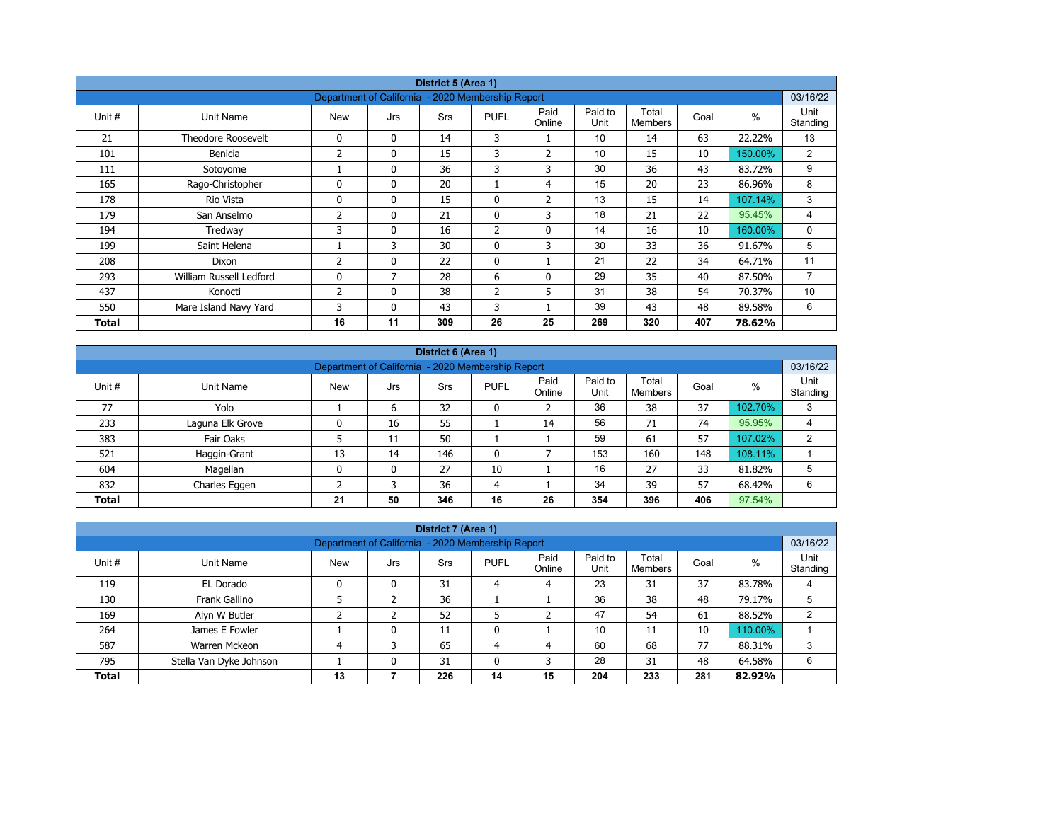| District 5 (Area 1) | | | | | | | | | | |
|---|---|---|---|---|---|---|---|---|---|---|
| Department of California - 2020 Membership Report | | | | | | | | | | 03/16/22 |
| Unit # | Unit Name | New | Jrs | Srs | PUFL | Paid Online | Paid to Unit | Total Members | Goal | % | Unit Standing |
| 21 | Theodore Roosevelt | 0 | 0 | 14 | 3 | 1 | 10 | 14 | 63 | 22.22% | 13 |
| 101 | Benicia | 2 | 0 | 15 | 3 | 2 | 10 | 15 | 10 | 150.00% | 2 |
| 111 | Sotoyome | 1 | 0 | 36 | 3 | 3 | 30 | 36 | 43 | 83.72% | 9 |
| 165 | Rago-Christopher | 0 | 0 | 20 | 1 | 4 | 15 | 20 | 23 | 86.96% | 8 |
| 178 | Rio Vista | 0 | 0 | 15 | 0 | 2 | 13 | 15 | 14 | 107.14% | 3 |
| 179 | San Anselmo | 2 | 0 | 21 | 0 | 3 | 18 | 21 | 22 | 95.45% | 4 |
| 194 | Tredway | 3 | 0 | 16 | 2 | 0 | 14 | 16 | 10 | 160.00% | 0 |
| 199 | Saint Helena | 1 | 3 | 30 | 0 | 3 | 30 | 33 | 36 | 91.67% | 5 |
| 208 | Dixon | 2 | 0 | 22 | 0 | 1 | 21 | 22 | 34 | 64.71% | 11 |
| 293 | William Russell Ledford | 0 | 7 | 28 | 6 | 0 | 29 | 35 | 40 | 87.50% | 7 |
| 437 | Konocti | 2 | 0 | 38 | 2 | 5 | 31 | 38 | 54 | 70.37% | 10 |
| 550 | Mare Island Navy Yard | 3 | 0 | 43 | 3 | 1 | 39 | 43 | 48 | 89.58% | 6 |
| **Total** | | **16** | **11** | **309** | **26** | **25** | **269** | **320** | **407** | **78.62%** | |

| District 6 (Area 1) | | | | | | | | | | | |
|---|---|---|---|---|---|---|---|---|---|---|---|
| Department of California - 2020 Membership Report | | | | | | | | | | | 03/16/22 |
| Unit # | Unit Name | New | Jrs | Srs | PUFL | Paid Online | Paid to Unit | Total Members | Goal | % | Unit Standing |
| 77 | Yolo | 1 | 6 | 32 | 0 | 2 | 36 | 38 | 37 | 102.70% | 3 |
| 233 | Laguna Elk Grove | 0 | 16 | 55 | 1 | 14 | 56 | 71 | 74 | 95.95% | 4 |
| 383 | Fair Oaks | 5 | 11 | 50 | 1 | 1 | 59 | 61 | 57 | 107.02% | 2 |
| 521 | Haggin-Grant | 13 | 14 | 146 | 0 | 7 | 153 | 160 | 148 | 108.11% | 1 |
| 604 | Magellan | 0 | 0 | 27 | 10 | 1 | 16 | 27 | 33 | 81.82% | 5 |
| 832 | Charles Eggen | 2 | 3 | 36 | 4 | 1 | 34 | 39 | 57 | 68.42% | 6 |
| **Total** | | **21** | **50** | **346** | **16** | **26** | **354** | **396** | **406** | **97.54%** | |

| District 7 (Area 1) | | | | | | | | | | | |
|---|---|---|---|---|---|---|---|---|---|---|---|
| Department of California - 2020 Membership Report | | | | | | | | | | | 03/16/22 |
| Unit # | Unit Name | New | Jrs | Srs | PUFL | Paid Online | Paid to Unit | Total Members | Goal | % | Unit Standing |
| 119 | EL Dorado | 0 | 0 | 31 | 4 | 4 | 23 | 31 | 37 | 83.78% | 4 |
| 130 | Frank Gallino | 5 | 2 | 36 | 1 | 1 | 36 | 38 | 48 | 79.17% | 5 |
| 169 | Alyn W Butler | 2 | 2 | 52 | 5 | 2 | 47 | 54 | 61 | 88.52% | 2 |
| 264 | James E Fowler | 1 | 0 | 11 | 0 | 1 | 10 | 11 | 10 | 110.00% | 1 |
| 587 | Warren Mckeon | 4 | 3 | 65 | 4 | 4 | 60 | 68 | 77 | 88.31% | 3 |
| 795 | Stella Van Dyke Johnson | 1 | 0 | 31 | 0 | 3 | 28 | 31 | 48 | 64.58% | 6 |
| **Total** | | **13** | **7** | **226** | **14** | **15** | **204** | **233** | **281** | **82.92%** | |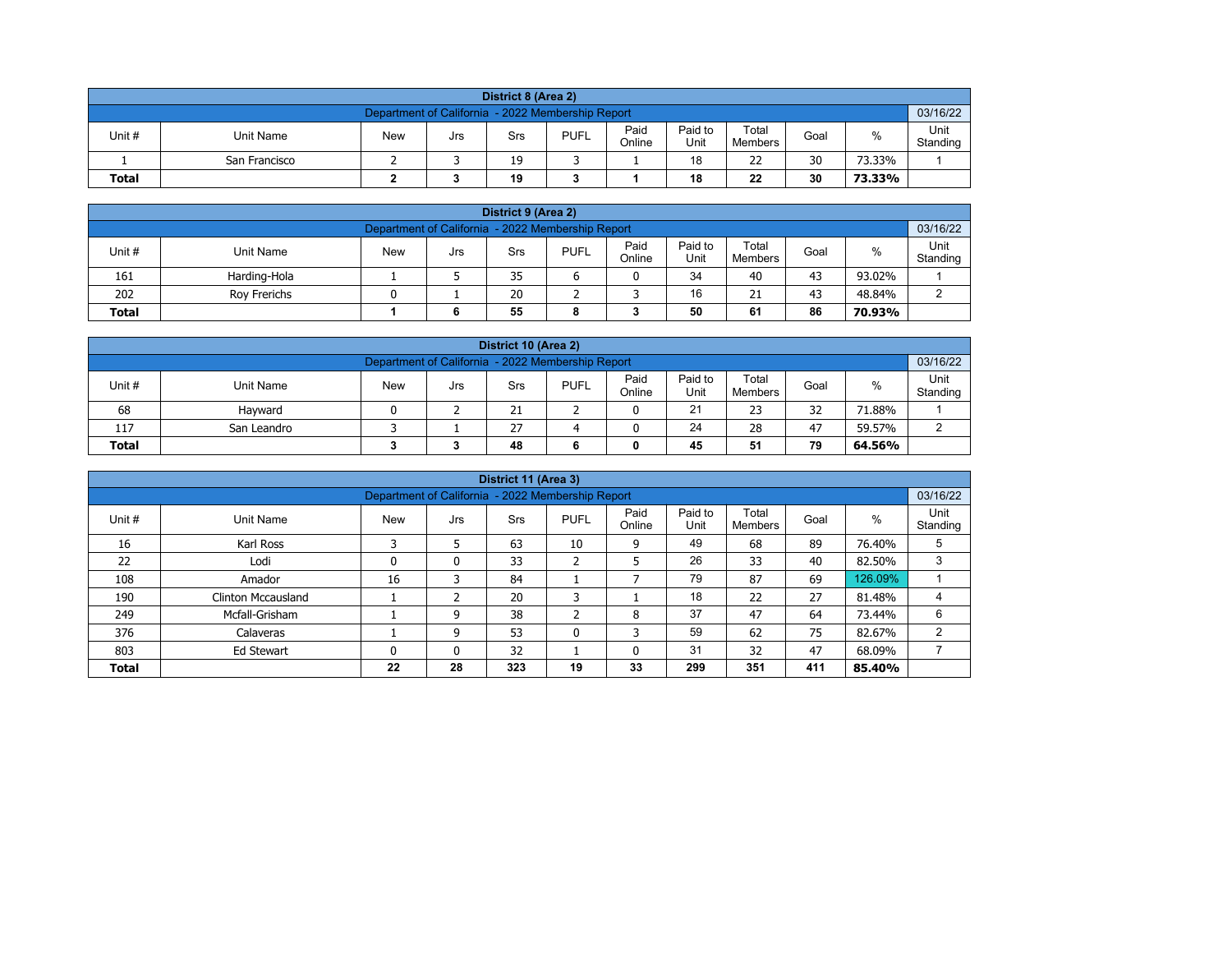## District 8 (Area 2)

Department of California - 2022 Membership Report — 03/16/22

| Unit # | Unit Name | New | Jrs | Srs | PUFL | Paid Online | Paid to Unit | Total Members | Goal | % | Unit Standing |
|---|---|---|---|---|---|---|---|---|---|---|---|
| 1 | San Francisco | 2 | 3 | 19 | 3 | 1 | 18 | 22 | 30 | 73.33% | 1 |
| **Total** | | **2** | **3** | **19** | **3** | **1** | **18** | **22** | **30** | **73.33%** | |

## District 9 (Area 2)

Department of California - 2022 Membership Report — 03/16/22

| Unit # | Unit Name | New | Jrs | Srs | PUFL | Paid Online | Paid to Unit | Total Members | Goal | % | Unit Standing |
|---|---|---|---|---|---|---|---|---|---|---|---|
| 161 | Harding-Hola | 1 | 5 | 35 | 6 | 0 | 34 | 40 | 43 | 93.02% | 1 |
| 202 | Roy Frerichs | 0 | 1 | 20 | 2 | 3 | 16 | 21 | 43 | 48.84% | 2 |
| **Total** | | **1** | **6** | **55** | **8** | **3** | **50** | **61** | **86** | **70.93%** | |

## District 10 (Area 2)

Department of California - 2022 Membership Report — 03/16/22

| Unit # | Unit Name | New | Jrs | Srs | PUFL | Paid Online | Paid to Unit | Total Members | Goal | % | Unit Standing |
|---|---|---|---|---|---|---|---|---|---|---|---|
| 68 | Hayward | 0 | 2 | 21 | 2 | 0 | 21 | 23 | 32 | 71.88% | 1 |
| 117 | San Leandro | 3 | 1 | 27 | 4 | 0 | 24 | 28 | 47 | 59.57% | 2 |
| **Total** | | **3** | **3** | **48** | **6** | **0** | **45** | **51** | **79** | **64.56%** | |

## District 11 (Area 3)

Department of California - 2022 Membership Report — 03/16/22

| Unit # | Unit Name | New | Jrs | Srs | PUFL | Paid Online | Paid to Unit | Total Members | Goal | % | Unit Standing |
|---|---|---|---|---|---|---|---|---|---|---|---|
| 16 | Karl Ross | 3 | 5 | 63 | 10 | 9 | 49 | 68 | 89 | 76.40% | 5 |
| 22 | Lodi | 0 | 0 | 33 | 2 | 5 | 26 | 33 | 40 | 82.50% | 3 |
| 108 | Amador | 16 | 3 | 84 | 1 | 7 | 79 | 87 | 69 | 126.09% | 1 |
| 190 | Clinton Mccausland | 1 | 2 | 20 | 3 | 1 | 18 | 22 | 27 | 81.48% | 4 |
| 249 | Mcfall-Grisham | 1 | 9 | 38 | 2 | 8 | 37 | 47 | 64 | 73.44% | 6 |
| 376 | Calaveras | 1 | 9 | 53 | 0 | 3 | 59 | 62 | 75 | 82.67% | 2 |
| 803 | Ed Stewart | 0 | 0 | 32 | 1 | 0 | 31 | 32 | 47 | 68.09% | 7 |
| **Total** | | **22** | **28** | **323** | **19** | **33** | **299** | **351** | **411** | **85.40%** | |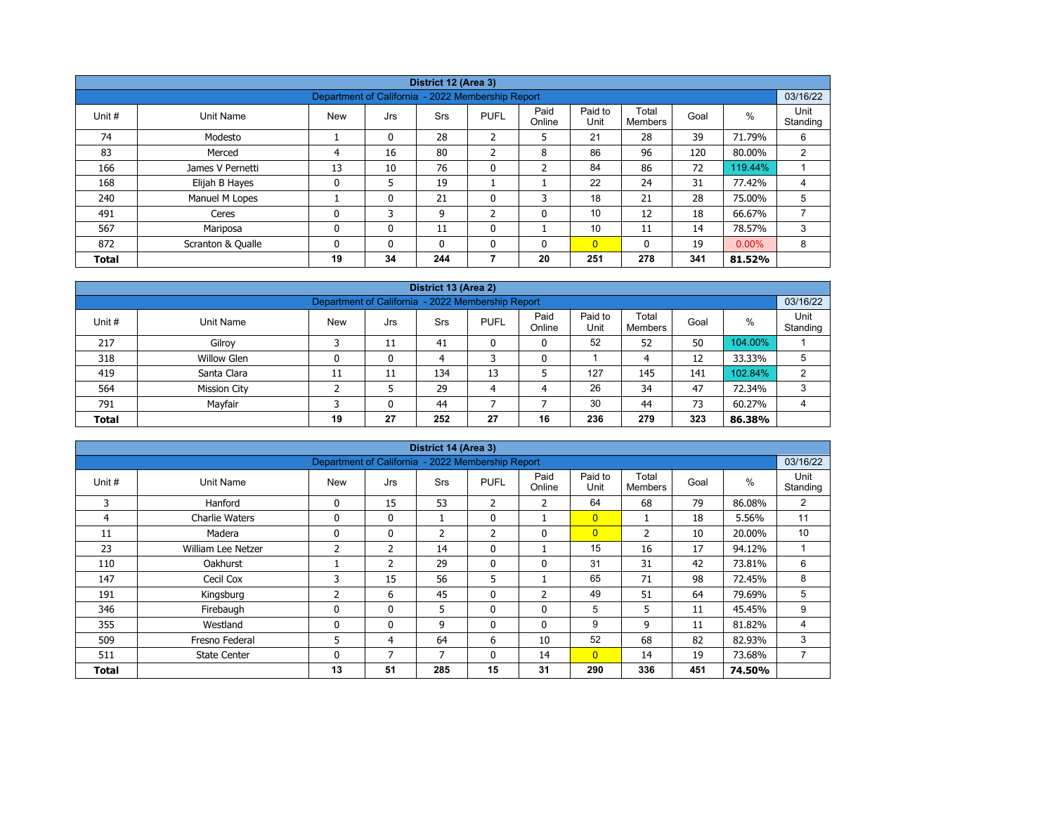## District 12 (Area 3)

Department of California - 2022 Membership Report — 03/16/22

| Unit # | Unit Name | New | Jrs | Srs | PUFL | Paid Online | Paid to Unit | Total Members | Goal | % | Unit Standing |
|---|---|---|---|---|---|---|---|---|---|---|---|
| 74 | Modesto | 1 | 0 | 28 | 2 | 5 | 21 | 28 | 39 | 71.79% | 6 |
| 83 | Merced | 4 | 16 | 80 | 2 | 8 | 86 | 96 | 120 | 80.00% | 2 |
| 166 | James V Pernetti | 13 | 10 | 76 | 0 | 2 | 84 | 86 | 72 | 119.44% | 1 |
| 168 | Elijah B Hayes | 0 | 5 | 19 | 1 | 1 | 22 | 24 | 31 | 77.42% | 4 |
| 240 | Manuel M Lopes | 1 | 0 | 21 | 0 | 3 | 18 | 21 | 28 | 75.00% | 5 |
| 491 | Ceres | 0 | 3 | 9 | 2 | 0 | 10 | 12 | 18 | 66.67% | 7 |
| 567 | Mariposa | 0 | 0 | 11 | 0 | 1 | 10 | 11 | 14 | 78.57% | 3 |
| 872 | Scranton & Qualle | 0 | 0 | 0 | 0 | 0 | 0 | 0 | 19 | 0.00% | 8 |
| **Total** | | **19** | **34** | **244** | **7** | **20** | **251** | **278** | **341** | **81.52%** | |

## District 13 (Area 2)

Department of California - 2022 Membership Report — 03/16/22

| Unit # | Unit Name | New | Jrs | Srs | PUFL | Paid Online | Paid to Unit | Total Members | Goal | % | Unit Standing |
|---|---|---|---|---|---|---|---|---|---|---|---|
| 217 | Gilroy | 3 | 11 | 41 | 0 | 0 | 52 | 52 | 50 | 104.00% | 1 |
| 318 | Willow Glen | 0 | 0 | 4 | 3 | 0 | 1 | 4 | 12 | 33.33% | 5 |
| 419 | Santa Clara | 11 | 11 | 134 | 13 | 5 | 127 | 145 | 141 | 102.84% | 2 |
| 564 | Mission City | 2 | 5 | 29 | 4 | 4 | 26 | 34 | 47 | 72.34% | 3 |
| 791 | Mayfair | 3 | 0 | 44 | 7 | 7 | 30 | 44 | 73 | 60.27% | 4 |
| **Total** | | **19** | **27** | **252** | **27** | **16** | **236** | **279** | **323** | **86.38%** | |

## District 14 (Area 3)

Department of California - 2022 Membership Report — 03/16/22

| Unit # | Unit Name | New | Jrs | Srs | PUFL | Paid Online | Paid to Unit | Total Members | Goal | % | Unit Standing |
|---|---|---|---|---|---|---|---|---|---|---|---|
| 3 | Hanford | 0 | 15 | 53 | 2 | 2 | 64 | 68 | 79 | 86.08% | 2 |
| 4 | Charlie Waters | 0 | 0 | 1 | 0 | 1 | 0 | 1 | 18 | 5.56% | 11 |
| 11 | Madera | 0 | 0 | 2 | 2 | 0 | 0 | 2 | 10 | 20.00% | 10 |
| 23 | William Lee Netzer | 2 | 2 | 14 | 0 | 1 | 15 | 16 | 17 | 94.12% | 1 |
| 110 | Oakhurst | 1 | 2 | 29 | 0 | 0 | 31 | 31 | 42 | 73.81% | 6 |
| 147 | Cecil Cox | 3 | 15 | 56 | 5 | 1 | 65 | 71 | 98 | 72.45% | 8 |
| 191 | Kingsburg | 2 | 6 | 45 | 0 | 2 | 49 | 51 | 64 | 79.69% | 5 |
| 346 | Firebaugh | 0 | 0 | 5 | 0 | 0 | 5 | 5 | 11 | 45.45% | 9 |
| 355 | Westland | 0 | 0 | 9 | 0 | 0 | 9 | 9 | 11 | 81.82% | 4 |
| 509 | Fresno Federal | 5 | 4 | 64 | 6 | 10 | 52 | 68 | 82 | 82.93% | 3 |
| 511 | State Center | 0 | 7 | 7 | 0 | 14 | 0 | 14 | 19 | 73.68% | 7 |
| **Total** | | **13** | **51** | **285** | **15** | **31** | **290** | **336** | **451** | **74.50%** | |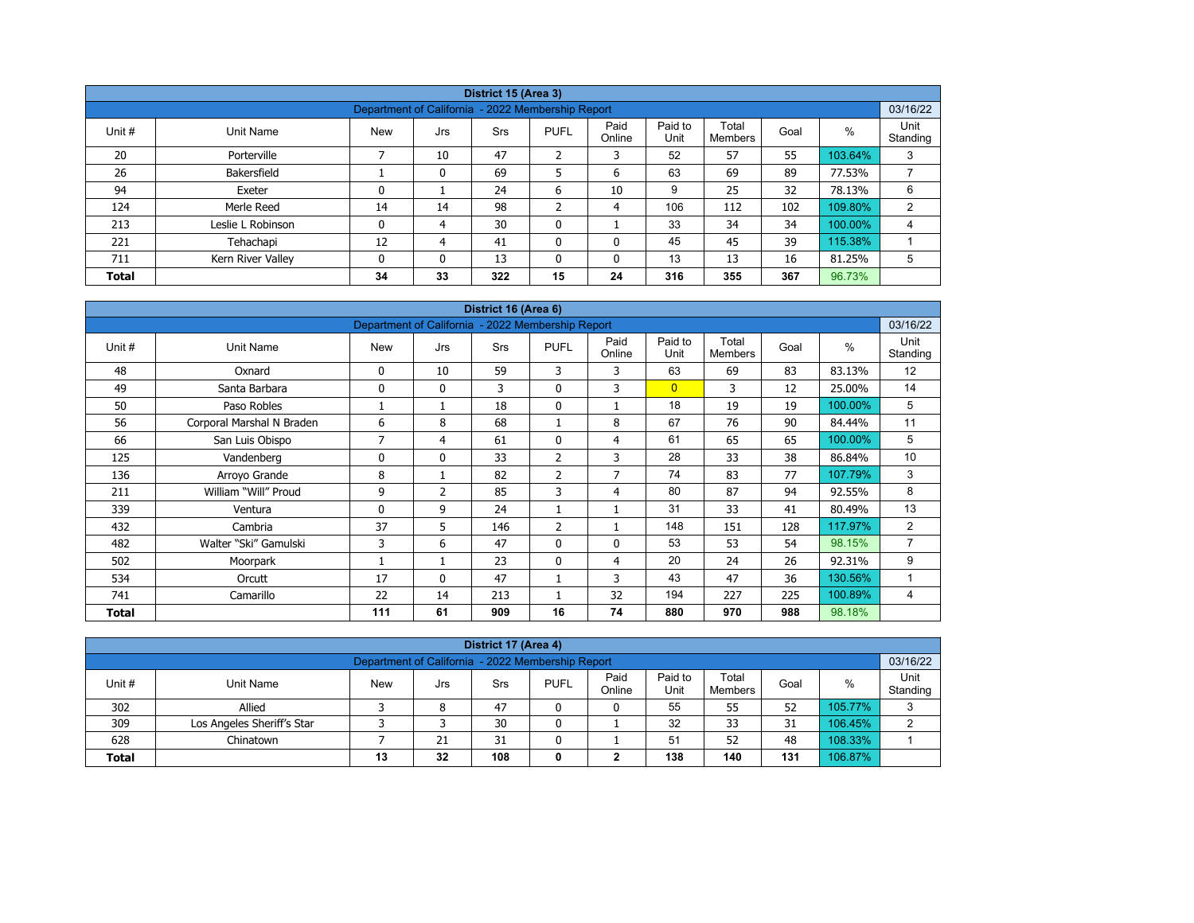## District 15 (Area 3)

| Department of California - 2022 Membership Report | | | | | | | | | | 03/16/22 |
|---|---|---|---|---|---|---|---|---|---|---|
| Unit # | Unit Name | New | Jrs | Srs | PUFL | Paid Online | Paid to Unit | Total Members | Goal | % | Unit Standing |
| 20 | Porterville | 7 | 10 | 47 | 2 | 3 | 52 | 57 | 55 | 103.64% | 3 |
| 26 | Bakersfield | 1 | 0 | 69 | 5 | 6 | 63 | 69 | 89 | 77.53% | 7 |
| 94 | Exeter | 0 | 1 | 24 | 6 | 10 | 9 | 25 | 32 | 78.13% | 6 |
| 124 | Merle Reed | 14 | 14 | 98 | 2 | 4 | 106 | 112 | 102 | 109.80% | 2 |
| 213 | Leslie L Robinson | 0 | 4 | 30 | 0 | 1 | 33 | 34 | 34 | 100.00% | 4 |
| 221 | Tehachapi | 12 | 4 | 41 | 0 | 0 | 45 | 45 | 39 | 115.38% | 1 |
| 711 | Kern River Valley | 0 | 0 | 13 | 0 | 0 | 13 | 13 | 16 | 81.25% | 5 |
| **Total** | | **34** | **33** | **322** | **15** | **24** | **316** | **355** | **367** | 96.73% | |

## District 16 (Area 6)

| Department of California - 2022 Membership Report | | | | | | | | | | 03/16/22 |
|---|---|---|---|---|---|---|---|---|---|---|
| Unit # | Unit Name | New | Jrs | Srs | PUFL | Paid Online | Paid to Unit | Total Members | Goal | % | Unit Standing |
| 48 | Oxnard | 0 | 10 | 59 | 3 | 3 | 63 | 69 | 83 | 83.13% | 12 |
| 49 | Santa Barbara | 0 | 0 | 3 | 0 | 3 | 0 | 3 | 12 | 25.00% | 14 |
| 50 | Paso Robles | 1 | 1 | 18 | 0 | 1 | 18 | 19 | 19 | 100.00% | 5 |
| 56 | Corporal Marshal N Braden | 6 | 8 | 68 | 1 | 8 | 67 | 76 | 90 | 84.44% | 11 |
| 66 | San Luis Obispo | 7 | 4 | 61 | 0 | 4 | 61 | 65 | 65 | 100.00% | 5 |
| 125 | Vandenberg | 0 | 0 | 33 | 2 | 3 | 28 | 33 | 38 | 86.84% | 10 |
| 136 | Arroyo Grande | 8 | 1 | 82 | 2 | 7 | 74 | 83 | 77 | 107.79% | 3 |
| 211 | William "Will" Proud | 9 | 2 | 85 | 3 | 4 | 80 | 87 | 94 | 92.55% | 8 |
| 339 | Ventura | 0 | 9 | 24 | 1 | 1 | 31 | 33 | 41 | 80.49% | 13 |
| 432 | Cambria | 37 | 5 | 146 | 2 | 1 | 148 | 151 | 128 | 117.97% | 2 |
| 482 | Walter "Ski" Gamulski | 3 | 6 | 47 | 0 | 0 | 53 | 53 | 54 | 98.15% | 7 |
| 502 | Moorpark | 1 | 1 | 23 | 0 | 4 | 20 | 24 | 26 | 92.31% | 9 |
| 534 | Orcutt | 17 | 0 | 47 | 1 | 3 | 43 | 47 | 36 | 130.56% | 1 |
| 741 | Camarillo | 22 | 14 | 213 | 1 | 32 | 194 | 227 | 225 | 100.89% | 4 |
| **Total** | | **111** | **61** | **909** | **16** | **74** | **880** | **970** | **988** | 98.18% | |

## District 17 (Area 4)

| Department of California - 2022 Membership Report | | | | | | | | | | 03/16/22 |
|---|---|---|---|---|---|---|---|---|---|---|
| Unit # | Unit Name | New | Jrs | Srs | PUFL | Paid Online | Paid to Unit | Total Members | Goal | % | Unit Standing |
| 302 | Allied | 3 | 8 | 47 | 0 | 0 | 55 | 55 | 52 | 105.77% | 3 |
| 309 | Los Angeles Sheriff's Star | 3 | 3 | 30 | 0 | 1 | 32 | 33 | 31 | 106.45% | 2 |
| 628 | Chinatown | 7 | 21 | 31 | 0 | 1 | 51 | 52 | 48 | 108.33% | 1 |
| **Total** | | **13** | **32** | **108** | **0** | **2** | **138** | **140** | **131** | 106.87% | |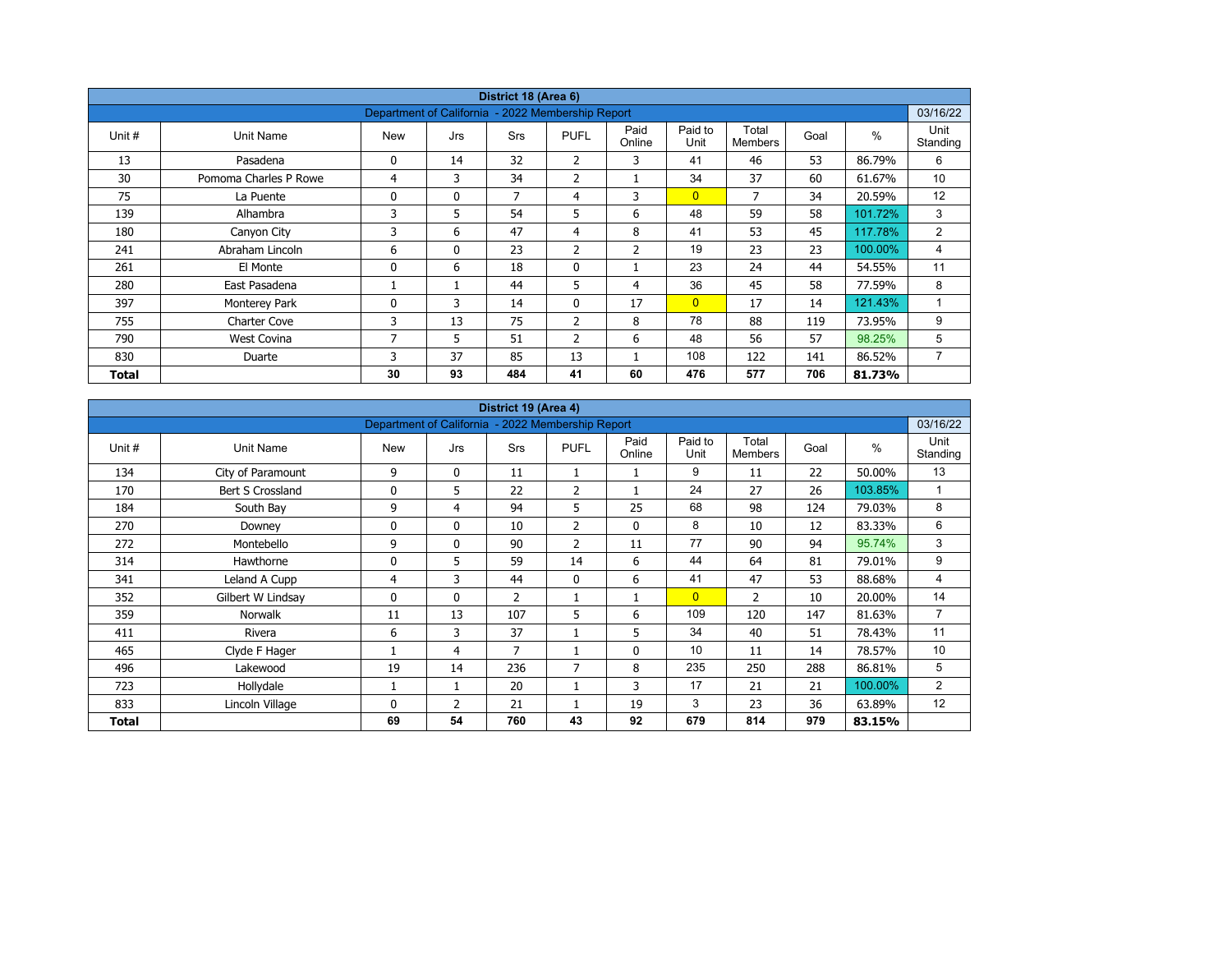| District 18 (Area 6) | | | | | | | | | | | |
|---|---|---|---|---|---|---|---|---|---|---|---|
| Department of California - 2022 Membership Report | | | | | | | | | | | 03/16/22 |
| Unit # | Unit Name | New | Jrs | Srs | PUFL | Paid Online | Paid to Unit | Total Members | Goal | % | Unit Standing |
| 13 | Pasadena | 0 | 14 | 32 | 2 | 3 | 41 | 46 | 53 | 86.79% | 6 |
| 30 | Pomona Charles P Rowe | 4 | 3 | 34 | 2 | 1 | 34 | 37 | 60 | 61.67% | 10 |
| 75 | La Puente | 0 | 0 | 7 | 4 | 3 | 0 | 7 | 34 | 20.59% | 12 |
| 139 | Alhambra | 3 | 5 | 54 | 5 | 6 | 48 | 59 | 58 | 101.72% | 3 |
| 180 | Canyon City | 3 | 6 | 47 | 4 | 8 | 41 | 53 | 45 | 117.78% | 2 |
| 241 | Abraham Lincoln | 6 | 0 | 23 | 2 | 2 | 19 | 23 | 23 | 100.00% | 4 |
| 261 | El Monte | 0 | 6 | 18 | 0 | 1 | 23 | 24 | 44 | 54.55% | 11 |
| 280 | East Pasadena | 1 | 1 | 44 | 5 | 4 | 36 | 45 | 58 | 77.59% | 8 |
| 397 | Monterey Park | 0 | 3 | 14 | 0 | 17 | 0 | 17 | 14 | 121.43% | 1 |
| 755 | Charter Cove | 3 | 13 | 75 | 2 | 8 | 78 | 88 | 119 | 73.95% | 9 |
| 790 | West Covina | 7 | 5 | 51 | 2 | 6 | 48 | 56 | 57 | 98.25% | 5 |
| 830 | Duarte | 3 | 37 | 85 | 13 | 1 | 108 | 122 | 141 | 86.52% | 7 |
| **Total** | | **30** | **93** | **484** | **41** | **60** | **476** | **577** | **706** | **81.73%** | |

| District 19 (Area 4) | | | | | | | | | | | |
|---|---|---|---|---|---|---|---|---|---|---|---|
| Department of California - 2022 Membership Report | | | | | | | | | | | 03/16/22 |
| Unit # | Unit Name | New | Jrs | Srs | PUFL | Paid Online | Paid to Unit | Total Members | Goal | % | Unit Standing |
| 134 | City of Paramount | 9 | 0 | 11 | 1 | 1 | 9 | 11 | 22 | 50.00% | 13 |
| 170 | Bert S Crossland | 0 | 5 | 22 | 2 | 1 | 24 | 27 | 26 | 103.85% | 1 |
| 184 | South Bay | 9 | 4 | 94 | 5 | 25 | 68 | 98 | 124 | 79.03% | 8 |
| 270 | Downey | 0 | 0 | 10 | 2 | 0 | 8 | 10 | 12 | 83.33% | 6 |
| 272 | Montebello | 9 | 0 | 90 | 2 | 11 | 77 | 90 | 94 | 95.74% | 3 |
| 314 | Hawthorne | 0 | 5 | 59 | 14 | 6 | 44 | 64 | 81 | 79.01% | 9 |
| 341 | Leland A Cupp | 4 | 3 | 44 | 0 | 6 | 41 | 47 | 53 | 88.68% | 4 |
| 352 | Gilbert W Lindsay | 0 | 0 | 2 | 1 | 1 | 0 | 2 | 10 | 20.00% | 14 |
| 359 | Norwalk | 11 | 13 | 107 | 5 | 6 | 109 | 120 | 147 | 81.63% | 7 |
| 411 | Rivera | 6 | 3 | 37 | 1 | 5 | 34 | 40 | 51 | 78.43% | 11 |
| 465 | Clyde F Hager | 1 | 4 | 7 | 1 | 0 | 10 | 11 | 14 | 78.57% | 10 |
| 496 | Lakewood | 19 | 14 | 236 | 7 | 8 | 235 | 250 | 288 | 86.81% | 5 |
| 723 | Hollydale | 1 | 1 | 20 | 1 | 3 | 17 | 21 | 21 | 100.00% | 2 |
| 833 | Lincoln Village | 0 | 2 | 21 | 1 | 19 | 3 | 23 | 36 | 63.89% | 12 |
| **Total** | | **69** | **54** | **760** | **43** | **92** | **679** | **814** | **979** | **83.15%** | |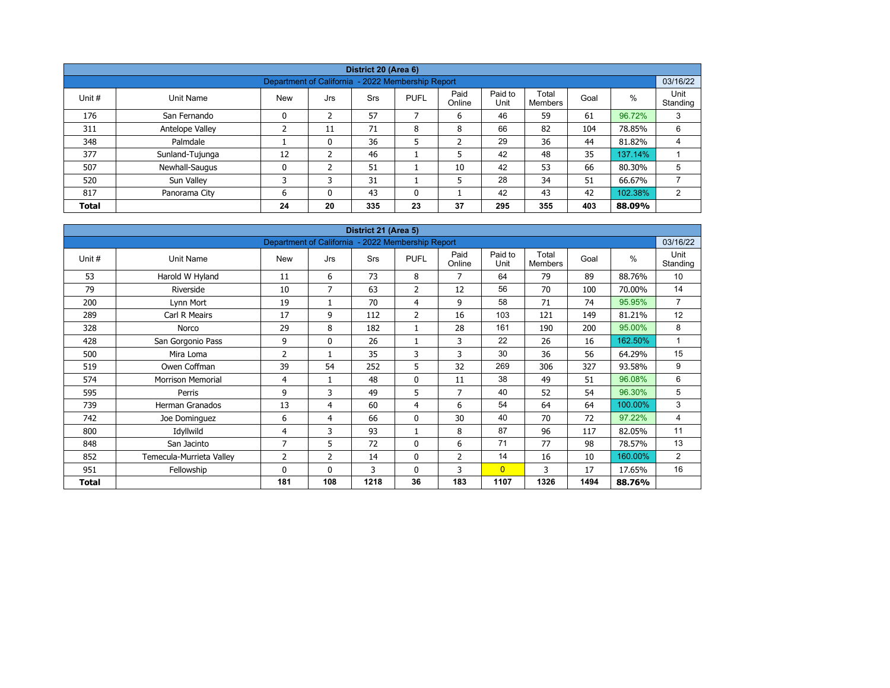| District 20 (Area 6) | | | | | | | | | | |
|---|---|---|---|---|---|---|---|---|---|---|
| Department of California - 2022 Membership Report | | | | | | | | | | 03/16/22 |
| Unit # | Unit Name | New | Jrs | Srs | PUFL | Paid Online | Paid to Unit | Total Members | Goal | % | Unit Standing |
| 176 | San Fernando | 0 | 2 | 57 | 7 | 6 | 46 | 59 | 61 | 96.72% | 3 |
| 311 | Antelope Valley | 2 | 11 | 71 | 8 | 8 | 66 | 82 | 104 | 78.85% | 6 |
| 348 | Palmdale | 1 | 0 | 36 | 5 | 2 | 29 | 36 | 44 | 81.82% | 4 |
| 377 | Sunland-Tujunga | 12 | 2 | 46 | 1 | 5 | 42 | 48 | 35 | 137.14% | 1 |
| 507 | Newhall-Saugus | 0 | 2 | 51 | 1 | 10 | 42 | 53 | 66 | 80.30% | 5 |
| 520 | Sun Valley | 3 | 3 | 31 | 1 | 5 | 28 | 34 | 51 | 66.67% | 7 |
| 817 | Panorama City | 6 | 0 | 43 | 0 | 1 | 42 | 43 | 42 | 102.38% | 2 |
| **Total** | | **24** | **20** | **335** | **23** | **37** | **295** | **355** | **403** | **88.09%** | |

| District 21 (Area 5) | | | | | | | | | | |
|---|---|---|---|---|---|---|---|---|---|---|
| Department of California - 2022 Membership Report | | | | | | | | | | 03/16/22 |
| Unit # | Unit Name | New | Jrs | Srs | PUFL | Paid Online | Paid to Unit | Total Members | Goal | % | Unit Standing |
| 53 | Harold W Hyland | 11 | 6 | 73 | 8 | 7 | 64 | 79 | 89 | 88.76% | 10 |
| 79 | Riverside | 10 | 7 | 63 | 2 | 12 | 56 | 70 | 100 | 70.00% | 14 |
| 200 | Lynn Mort | 19 | 1 | 70 | 4 | 9 | 58 | 71 | 74 | 95.95% | 7 |
| 289 | Carl R Meairs | 17 | 9 | 112 | 2 | 16 | 103 | 121 | 149 | 81.21% | 12 |
| 328 | Norco | 29 | 8 | 182 | 1 | 28 | 161 | 190 | 200 | 95.00% | 8 |
| 428 | San Gorgonio Pass | 9 | 0 | 26 | 1 | 3 | 22 | 26 | 16 | 162.50% | 1 |
| 500 | Mira Loma | 2 | 1 | 35 | 3 | 3 | 30 | 36 | 56 | 64.29% | 15 |
| 519 | Owen Coffman | 39 | 54 | 252 | 5 | 32 | 269 | 306 | 327 | 93.58% | 9 |
| 574 | Morrison Memorial | 4 | 1 | 48 | 0 | 11 | 38 | 49 | 51 | 96.08% | 6 |
| 595 | Perris | 9 | 3 | 49 | 5 | 7 | 40 | 52 | 54 | 96.30% | 5 |
| 739 | Herman Granados | 13 | 4 | 60 | 4 | 6 | 54 | 64 | 64 | 100.00% | 3 |
| 742 | Joe Dominguez | 6 | 4 | 66 | 0 | 30 | 40 | 70 | 72 | 97.22% | 4 |
| 800 | Idyllwild | 4 | 3 | 93 | 1 | 8 | 87 | 96 | 117 | 82.05% | 11 |
| 848 | San Jacinto | 7 | 5 | 72 | 0 | 6 | 71 | 77 | 98 | 78.57% | 13 |
| 852 | Temecula-Murrieta Valley | 2 | 2 | 14 | 0 | 2 | 14 | 16 | 10 | 160.00% | 2 |
| 951 | Fellowship | 0 | 0 | 3 | 0 | 3 | 0 | 3 | 17 | 17.65% | 16 |
| **Total** | | **181** | **108** | **1218** | **36** | **183** | **1107** | **1326** | **1494** | **88.76%** | |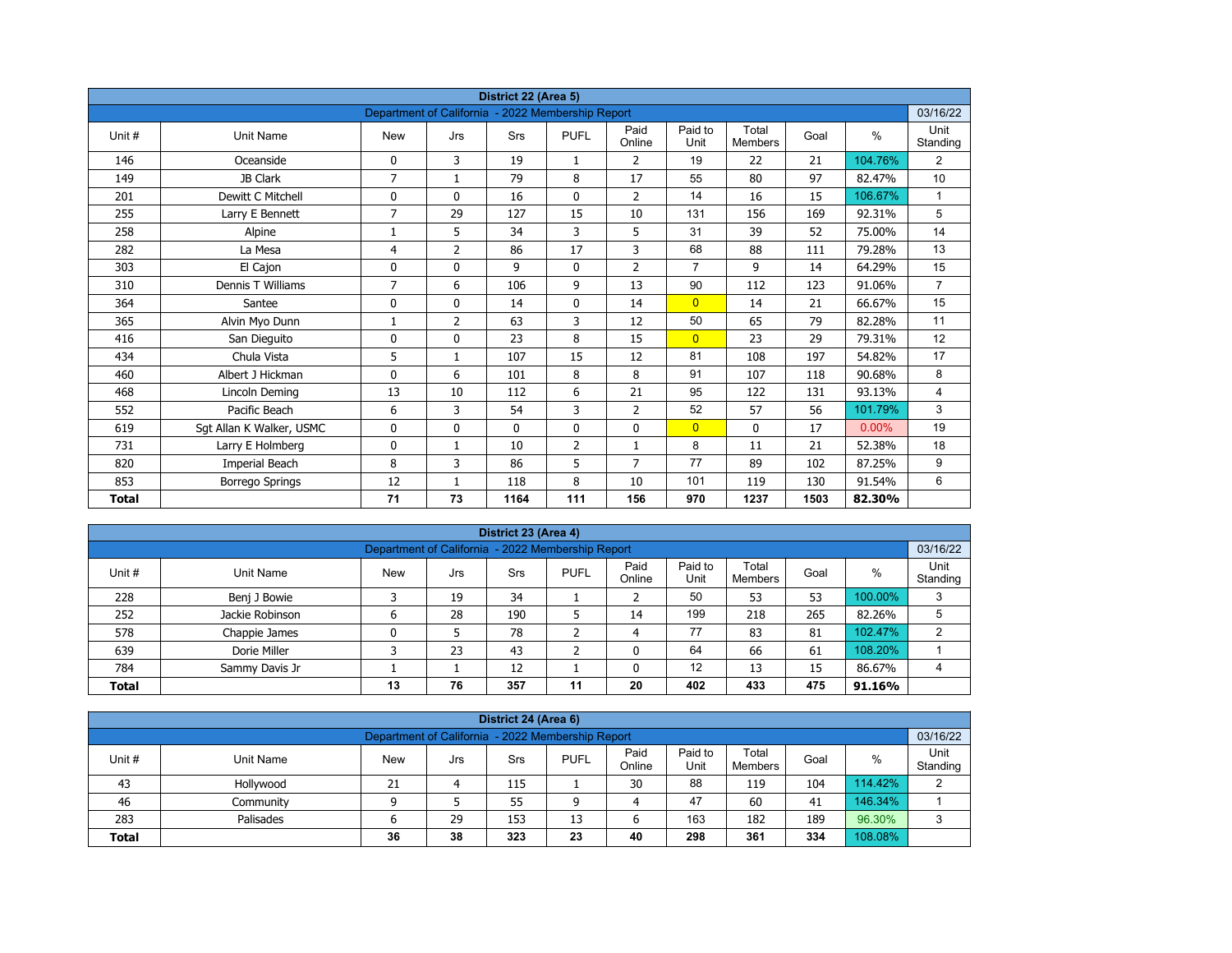## District 22 (Area 5)

Department of California - 2022 Membership Report — 03/16/22

| Unit # | Unit Name | New | Jrs | Srs | PUFL | Paid Online | Paid to Unit | Total Members | Goal | % | Unit Standing |
|---|---|---|---|---|---|---|---|---|---|---|---|
| 146 | Oceanside | 0 | 3 | 19 | 1 | 2 | 19 | 22 | 21 | 104.76% | 2 |
| 149 | JB Clark | 7 | 1 | 79 | 8 | 17 | 55 | 80 | 97 | 82.47% | 10 |
| 201 | Dewitt C Mitchell | 0 | 0 | 16 | 0 | 2 | 14 | 16 | 15 | 106.67% | 1 |
| 255 | Larry E Bennett | 7 | 29 | 127 | 15 | 10 | 131 | 156 | 169 | 92.31% | 5 |
| 258 | Alpine | 1 | 5 | 34 | 3 | 5 | 31 | 39 | 52 | 75.00% | 14 |
| 282 | La Mesa | 4 | 2 | 86 | 17 | 3 | 68 | 88 | 111 | 79.28% | 13 |
| 303 | El Cajon | 0 | 0 | 9 | 0 | 2 | 7 | 9 | 14 | 64.29% | 15 |
| 310 | Dennis T Williams | 7 | 6 | 106 | 9 | 13 | 90 | 112 | 123 | 91.06% | 7 |
| 364 | Santee | 0 | 0 | 14 | 0 | 14 | 0 | 14 | 21 | 66.67% | 15 |
| 365 | Alvin Myo Dunn | 1 | 2 | 63 | 3 | 12 | 50 | 65 | 79 | 82.28% | 11 |
| 416 | San Dieguito | 0 | 0 | 23 | 8 | 15 | 0 | 23 | 29 | 79.31% | 12 |
| 434 | Chula Vista | 5 | 1 | 107 | 15 | 12 | 81 | 108 | 197 | 54.82% | 17 |
| 460 | Albert J Hickman | 0 | 6 | 101 | 8 | 8 | 91 | 107 | 118 | 90.68% | 8 |
| 468 | Lincoln Deming | 13 | 10 | 112 | 6 | 21 | 95 | 122 | 131 | 93.13% | 4 |
| 552 | Pacific Beach | 6 | 3 | 54 | 3 | 2 | 52 | 57 | 56 | 101.79% | 3 |
| 619 | Sgt Allan K Walker, USMC | 0 | 0 | 0 | 0 | 0 | 0 | 0 | 17 | 0.00% | 19 |
| 731 | Larry E Holmberg | 0 | 1 | 10 | 2 | 1 | 8 | 11 | 21 | 52.38% | 18 |
| 820 | Imperial Beach | 8 | 3 | 86 | 5 | 7 | 77 | 89 | 102 | 87.25% | 9 |
| 853 | Borrego Springs | 12 | 1 | 118 | 8 | 10 | 101 | 119 | 130 | 91.54% | 6 |
| **Total** | | **71** | **73** | **1164** | **111** | **156** | **970** | **1237** | **1503** | **82.30%** | |

## District 23 (Area 4)

Department of California - 2022 Membership Report — 03/16/22

| Unit # | Unit Name | New | Jrs | Srs | PUFL | Paid Online | Paid to Unit | Total Members | Goal | % | Unit Standing |
|---|---|---|---|---|---|---|---|---|---|---|---|
| 228 | Benj J Bowie | 3 | 19 | 34 | 1 | 2 | 50 | 53 | 53 | 100.00% | 3 |
| 252 | Jackie Robinson | 6 | 28 | 190 | 5 | 14 | 199 | 218 | 265 | 82.26% | 5 |
| 578 | Chappie James | 0 | 5 | 78 | 2 | 4 | 77 | 83 | 81 | 102.47% | 2 |
| 639 | Dorie Miller | 3 | 23 | 43 | 2 | 0 | 64 | 66 | 61 | 108.20% | 1 |
| 784 | Sammy Davis Jr | 1 | 1 | 12 | 1 | 0 | 12 | 13 | 15 | 86.67% | 4 |
| **Total** | | **13** | **76** | **357** | **11** | **20** | **402** | **433** | **475** | **91.16%** | |

## District 24 (Area 6)

Department of California - 2022 Membership Report — 03/16/22

| Unit # | Unit Name | New | Jrs | Srs | PUFL | Paid Online | Paid to Unit | Total Members | Goal | % | Unit Standing |
|---|---|---|---|---|---|---|---|---|---|---|---|
| 43 | Hollywood | 21 | 4 | 115 | 1 | 30 | 88 | 119 | 104 | 114.42% | 2 |
| 46 | Community | 9 | 5 | 55 | 9 | 4 | 47 | 60 | 41 | 146.34% | 1 |
| 283 | Palisades | 6 | 29 | 153 | 13 | 6 | 163 | 182 | 189 | 96.30% | 3 |
| **Total** | | **36** | **38** | **323** | **23** | **40** | **298** | **361** | **334** | **108.08%** | |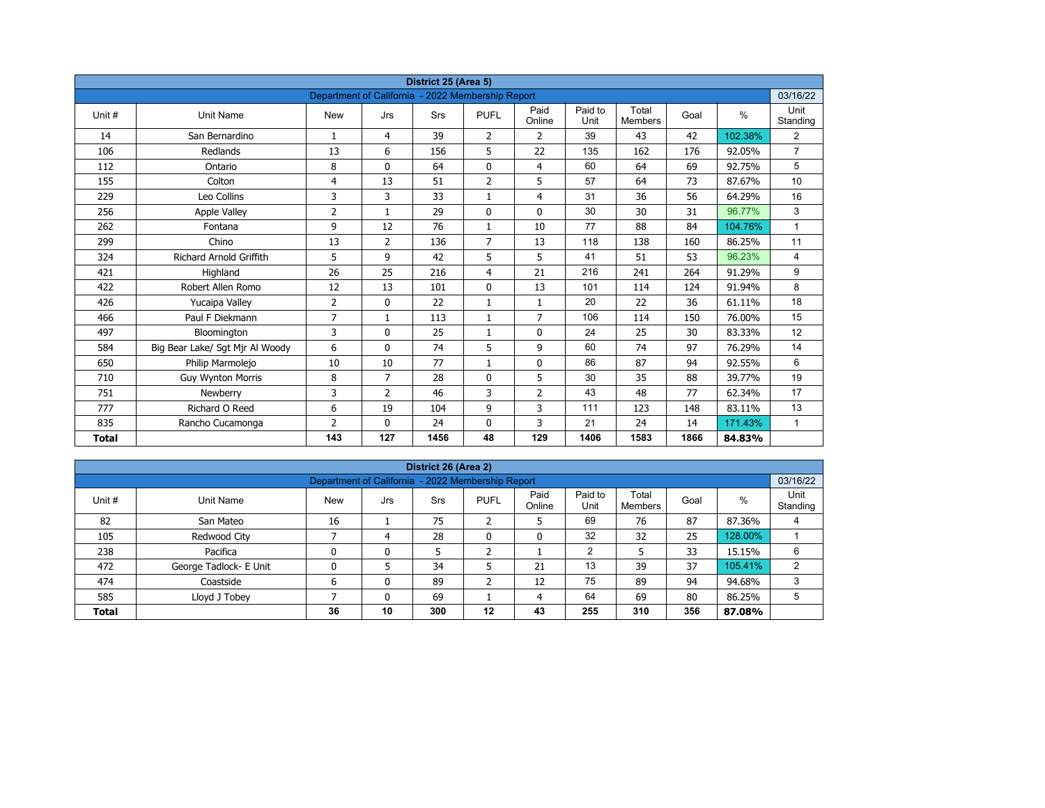| District 25 (Area 5) | | | | | | | | | | |
|---|---|---|---|---|---|---|---|---|---|---|
| Department of California - 2022 Membership Report | | | | | | | | | | 03/16/22 |
| Unit # | Unit Name | New | Jrs | Srs | PUFL | Paid Online | Paid to Unit | Total Members | Goal | % | Unit Standing |
| 14 | San Bernardino | 1 | 4 | 39 | 2 | 2 | 39 | 43 | 42 | 102.38% | 2 |
| 106 | Redlands | 13 | 6 | 156 | 5 | 22 | 135 | 162 | 176 | 92.05% | 7 |
| 112 | Ontario | 8 | 0 | 64 | 0 | 4 | 60 | 64 | 69 | 92.75% | 5 |
| 155 | Colton | 4 | 13 | 51 | 2 | 5 | 57 | 64 | 73 | 87.67% | 10 |
| 229 | Leo Collins | 3 | 3 | 33 | 1 | 4 | 31 | 36 | 56 | 64.29% | 16 |
| 256 | Apple Valley | 2 | 1 | 29 | 0 | 0 | 30 | 30 | 31 | 96.77% | 3 |
| 262 | Fontana | 9 | 12 | 76 | 1 | 10 | 77 | 88 | 84 | 104.76% | 1 |
| 299 | Chino | 13 | 2 | 136 | 7 | 13 | 118 | 138 | 160 | 86.25% | 11 |
| 324 | Richard Arnold Griffith | 5 | 9 | 42 | 5 | 5 | 41 | 51 | 53 | 96.23% | 4 |
| 421 | Highland | 26 | 25 | 216 | 4 | 21 | 216 | 241 | 264 | 91.29% | 9 |
| 422 | Robert Allen Romo | 12 | 13 | 101 | 0 | 13 | 101 | 114 | 124 | 91.94% | 8 |
| 426 | Yucaipa Valley | 2 | 0 | 22 | 1 | 1 | 20 | 22 | 36 | 61.11% | 18 |
| 466 | Paul F Diekmann | 7 | 1 | 113 | 1 | 7 | 106 | 114 | 150 | 76.00% | 15 |
| 497 | Bloomington | 3 | 0 | 25 | 1 | 0 | 24 | 25 | 30 | 83.33% | 12 |
| 584 | Big Bear Lake/ Sgt Mjr Al Woody | 6 | 0 | 74 | 5 | 9 | 60 | 74 | 97 | 76.29% | 14 |
| 650 | Philip Marmolejo | 10 | 10 | 77 | 1 | 0 | 86 | 87 | 94 | 92.55% | 6 |
| 710 | Guy Wynton Morris | 8 | 7 | 28 | 0 | 5 | 30 | 35 | 88 | 39.77% | 19 |
| 751 | Newberry | 3 | 2 | 46 | 3 | 2 | 43 | 48 | 77 | 62.34% | 17 |
| 777 | Richard O Reed | 6 | 19 | 104 | 9 | 3 | 111 | 123 | 148 | 83.11% | 13 |
| 835 | Rancho Cucamonga | 2 | 0 | 24 | 0 | 3 | 21 | 24 | 14 | 171.43% | 1 |
| **Total** | | **143** | **127** | **1456** | **48** | **129** | **1406** | **1583** | **1866** | **84.83%** | |

| District 26 (Area 2) | | | | | | | | | | |
|---|---|---|---|---|---|---|---|---|---|---|
| Department of California - 2022 Membership Report | | | | | | | | | | 03/16/22 |
| Unit # | Unit Name | New | Jrs | Srs | PUFL | Paid Online | Paid to Unit | Total Members | Goal | % | Unit Standing |
| 82 | San Mateo | 16 | 1 | 75 | 2 | 5 | 69 | 76 | 87 | 87.36% | 4 |
| 105 | Redwood City | 7 | 4 | 28 | 0 | 0 | 32 | 32 | 25 | 128.00% | 1 |
| 238 | Pacifica | 0 | 0 | 5 | 2 | 1 | 2 | 5 | 33 | 15.15% | 6 |
| 472 | George Tadlock- E Unit | 0 | 5 | 34 | 5 | 21 | 13 | 39 | 37 | 105.41% | 2 |
| 474 | Coastside | 6 | 0 | 89 | 2 | 12 | 75 | 89 | 94 | 94.68% | 3 |
| 585 | Lloyd J Tobey | 7 | 0 | 69 | 1 | 4 | 64 | 69 | 80 | 86.25% | 5 |
| **Total** | | **36** | **10** | **300** | **12** | **43** | **255** | **310** | **356** | **87.08%** | |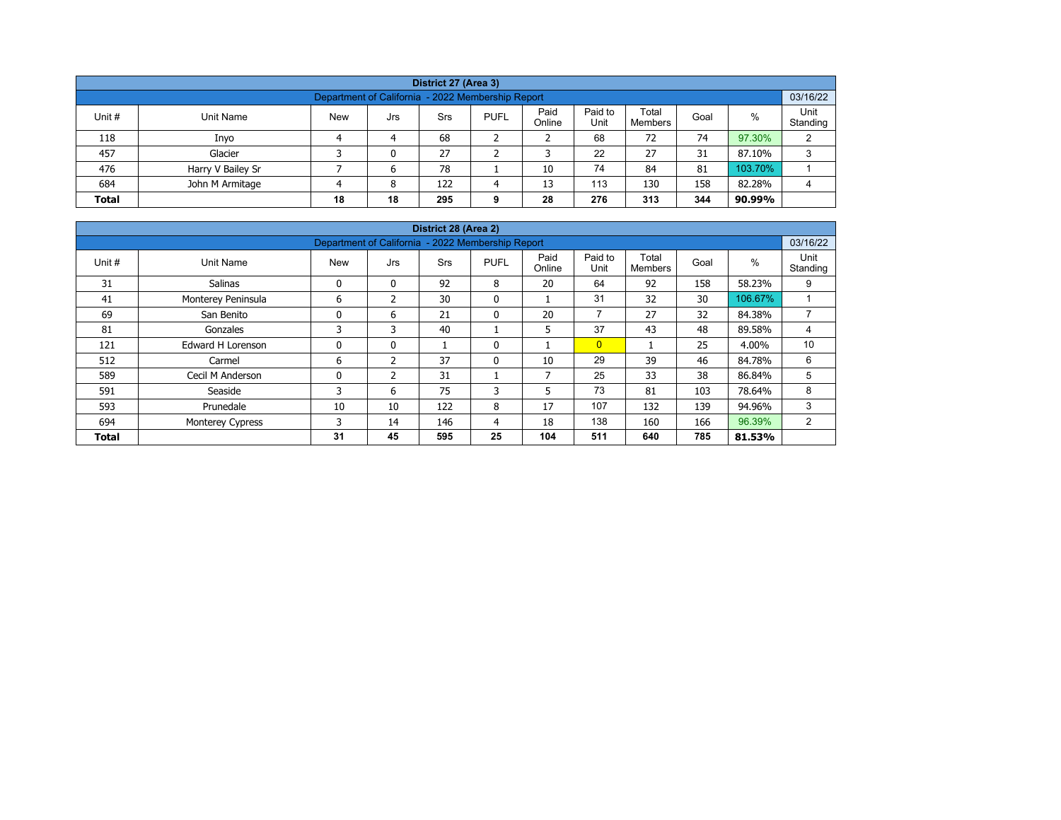| District 27 (Area 3) | | | | | | | | | | | |
|---|---|---|---|---|---|---|---|---|---|---|---|
| Department of California - 2022 Membership Report | | | | | | | | | | | 03/16/22 |
| Unit # | Unit Name | New | Jrs | Srs | PUFL | Paid Online | Paid to Unit | Total Members | Goal | % | Unit Standing |
| 118 | Inyo | 4 | 4 | 68 | 2 | 2 | 68 | 72 | 74 | 97.30% | 2 |
| 457 | Glacier | 3 | 0 | 27 | 2 | 3 | 22 | 27 | 31 | 87.10% | 3 |
| 476 | Harry V Bailey Sr | 7 | 6 | 78 | 1 | 10 | 74 | 84 | 81 | 103.70% | 1 |
| 684 | John M Armitage | 4 | 8 | 122 | 4 | 13 | 113 | 130 | 158 | 82.28% | 4 |
| **Total** | | **18** | **18** | **295** | **9** | **28** | **276** | **313** | **344** | **90.99%** | |

| District 28 (Area 2) | | | | | | | | | | | |
|---|---|---|---|---|---|---|---|---|---|---|---|
| Department of California - 2022 Membership Report | | | | | | | | | | | 03/16/22 |
| Unit # | Unit Name | New | Jrs | Srs | PUFL | Paid Online | Paid to Unit | Total Members | Goal | % | Unit Standing |
| 31 | Salinas | 0 | 0 | 92 | 8 | 20 | 64 | 92 | 158 | 58.23% | 9 |
| 41 | Monterey Peninsula | 6 | 2 | 30 | 0 | 1 | 31 | 32 | 30 | 106.67% | 1 |
| 69 | San Benito | 0 | 6 | 21 | 0 | 20 | 7 | 27 | 32 | 84.38% | 7 |
| 81 | Gonzales | 3 | 3 | 40 | 1 | 5 | 37 | 43 | 48 | 89.58% | 4 |
| 121 | Edward H Lorenson | 0 | 0 | 1 | 0 | 1 | 0 | 1 | 25 | 4.00% | 10 |
| 512 | Carmel | 6 | 2 | 37 | 0 | 10 | 29 | 39 | 46 | 84.78% | 6 |
| 589 | Cecil M Anderson | 0 | 2 | 31 | 1 | 7 | 25 | 33 | 38 | 86.84% | 5 |
| 591 | Seaside | 3 | 6 | 75 | 3 | 5 | 73 | 81 | 103 | 78.64% | 8 |
| 593 | Prunedale | 10 | 10 | 122 | 8 | 17 | 107 | 132 | 139 | 94.96% | 3 |
| 694 | Monterey Cypress | 3 | 14 | 146 | 4 | 18 | 138 | 160 | 166 | 96.39% | 2 |
| **Total** | | **31** | **45** | **595** | **25** | **104** | **511** | **640** | **785** | **81.53%** | |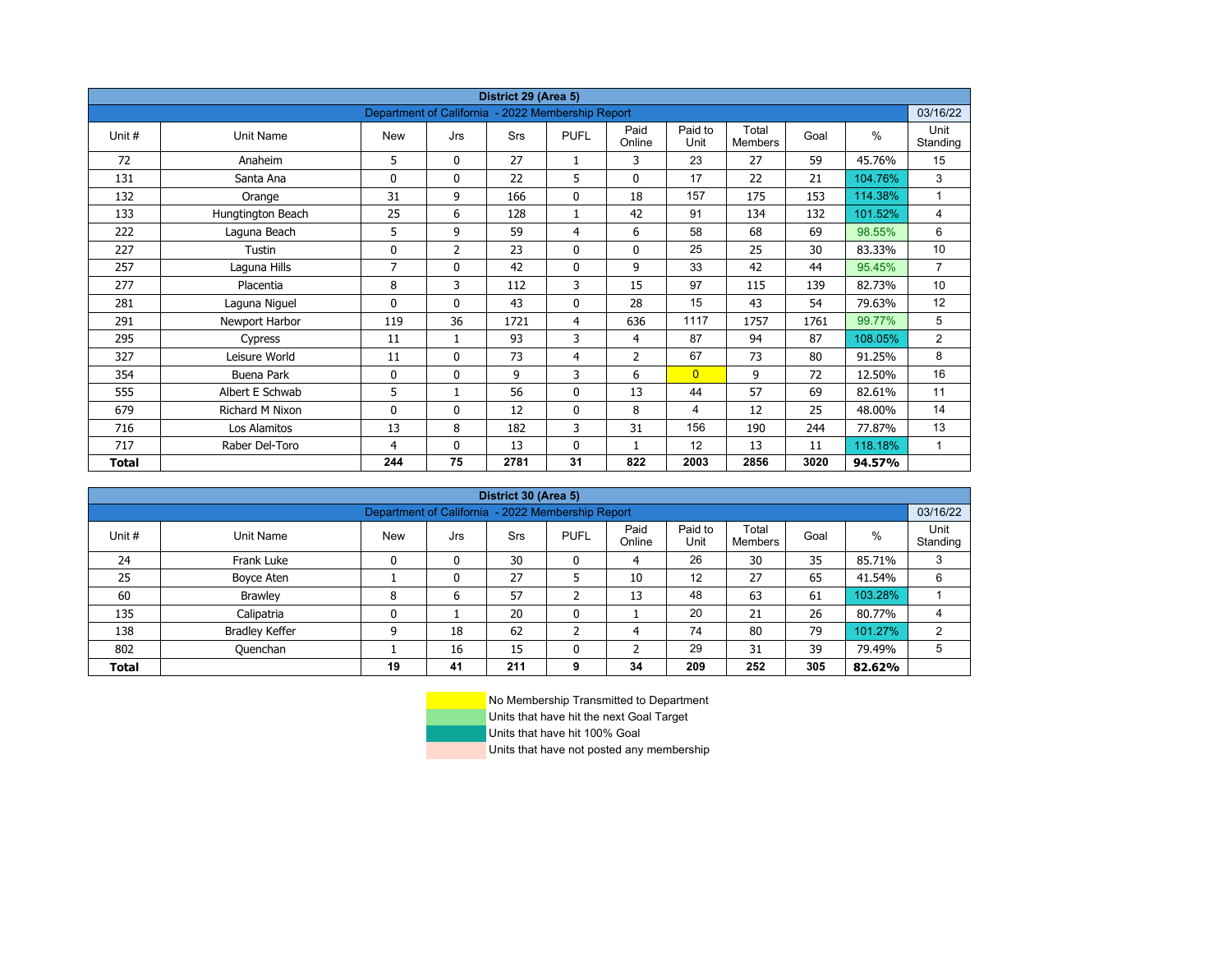| District 29 (Area 5) | | | | | | | | | | | |
|---|---|---|---|---|---|---|---|---|---|---|---|
| Department of California - 2022 Membership Report | | | | | | | | | | | 03/16/22 |
| Unit # | Unit Name | New | Jrs | Srs | PUFL | Paid Online | Paid to Unit | Total Members | Goal | % | Unit Standing |
| 72 | Anaheim | 5 | 0 | 27 | 1 | 3 | 23 | 27 | 59 | 45.76% | 15 |
| 131 | Santa Ana | 0 | 0 | 22 | 5 | 0 | 17 | 22 | 21 | 104.76% | 3 |
| 132 | Orange | 31 | 9 | 166 | 0 | 18 | 157 | 175 | 153 | 114.38% | 1 |
| 133 | Hungtington Beach | 25 | 6 | 128 | 1 | 42 | 91 | 134 | 132 | 101.52% | 4 |
| 222 | Laguna Beach | 5 | 9 | 59 | 4 | 6 | 58 | 68 | 69 | 98.55% | 6 |
| 227 | Tustin | 0 | 2 | 23 | 0 | 0 | 25 | 25 | 30 | 83.33% | 10 |
| 257 | Laguna Hills | 7 | 0 | 42 | 0 | 9 | 33 | 42 | 44 | 95.45% | 7 |
| 277 | Placentia | 8 | 3 | 112 | 3 | 15 | 97 | 115 | 139 | 82.73% | 10 |
| 281 | Laguna Niguel | 0 | 0 | 43 | 0 | 28 | 15 | 43 | 54 | 79.63% | 12 |
| 291 | Newport Harbor | 119 | 36 | 1721 | 4 | 636 | 1117 | 1757 | 1761 | 99.77% | 5 |
| 295 | Cypress | 11 | 1 | 93 | 3 | 4 | 87 | 94 | 87 | 108.05% | 2 |
| 327 | Leisure World | 11 | 0 | 73 | 4 | 2 | 67 | 73 | 80 | 91.25% | 8 |
| 354 | Buena Park | 0 | 0 | 9 | 3 | 6 | 0 | 9 | 72 | 12.50% | 16 |
| 555 | Albert E Schwab | 5 | 1 | 56 | 0 | 13 | 44 | 57 | 69 | 82.61% | 11 |
| 679 | Richard M Nixon | 0 | 0 | 12 | 0 | 8 | 4 | 12 | 25 | 48.00% | 14 |
| 716 | Los Alamitos | 13 | 8 | 182 | 3 | 31 | 156 | 190 | 244 | 77.87% | 13 |
| 717 | Raber Del-Toro | 4 | 0 | 13 | 0 | 1 | 12 | 13 | 11 | 118.18% | 1 |
| **Total** | | **244** | **75** | **2781** | **31** | **822** | **2003** | **2856** | **3020** | **94.57%** | |

| District 30 (Area 5) | | | | | | | | | | | |
|---|---|---|---|---|---|---|---|---|---|---|---|
| Department of California - 2022 Membership Report | | | | | | | | | | | 03/16/22 |
| Unit # | Unit Name | New | Jrs | Srs | PUFL | Paid Online | Paid to Unit | Total Members | Goal | % | Unit Standing |
| 24 | Frank Luke | 0 | 0 | 30 | 0 | 4 | 26 | 30 | 35 | 85.71% | 3 |
| 25 | Boyce Aten | 1 | 0 | 27 | 5 | 10 | 12 | 27 | 65 | 41.54% | 6 |
| 60 | Brawley | 8 | 6 | 57 | 2 | 13 | 48 | 63 | 61 | 103.28% | 1 |
| 135 | Calipatria | 0 | 1 | 20 | 0 | 1 | 20 | 21 | 26 | 80.77% | 4 |
| 138 | Bradley Keffer | 9 | 18 | 62 | 2 | 4 | 74 | 80 | 79 | 101.27% | 2 |
| 802 | Quenchan | 1 | 16 | 15 | 0 | 2 | 29 | 31 | 39 | 79.49% | 5 |
| **Total** | | **19** | **41** | **211** | **9** | **34** | **209** | **252** | **305** | **82.62%** | |

- No Membership Transmitted to Department
- Units that have hit the next Goal Target
- Units that have hit 100% Goal
- Units that have not posted any membership